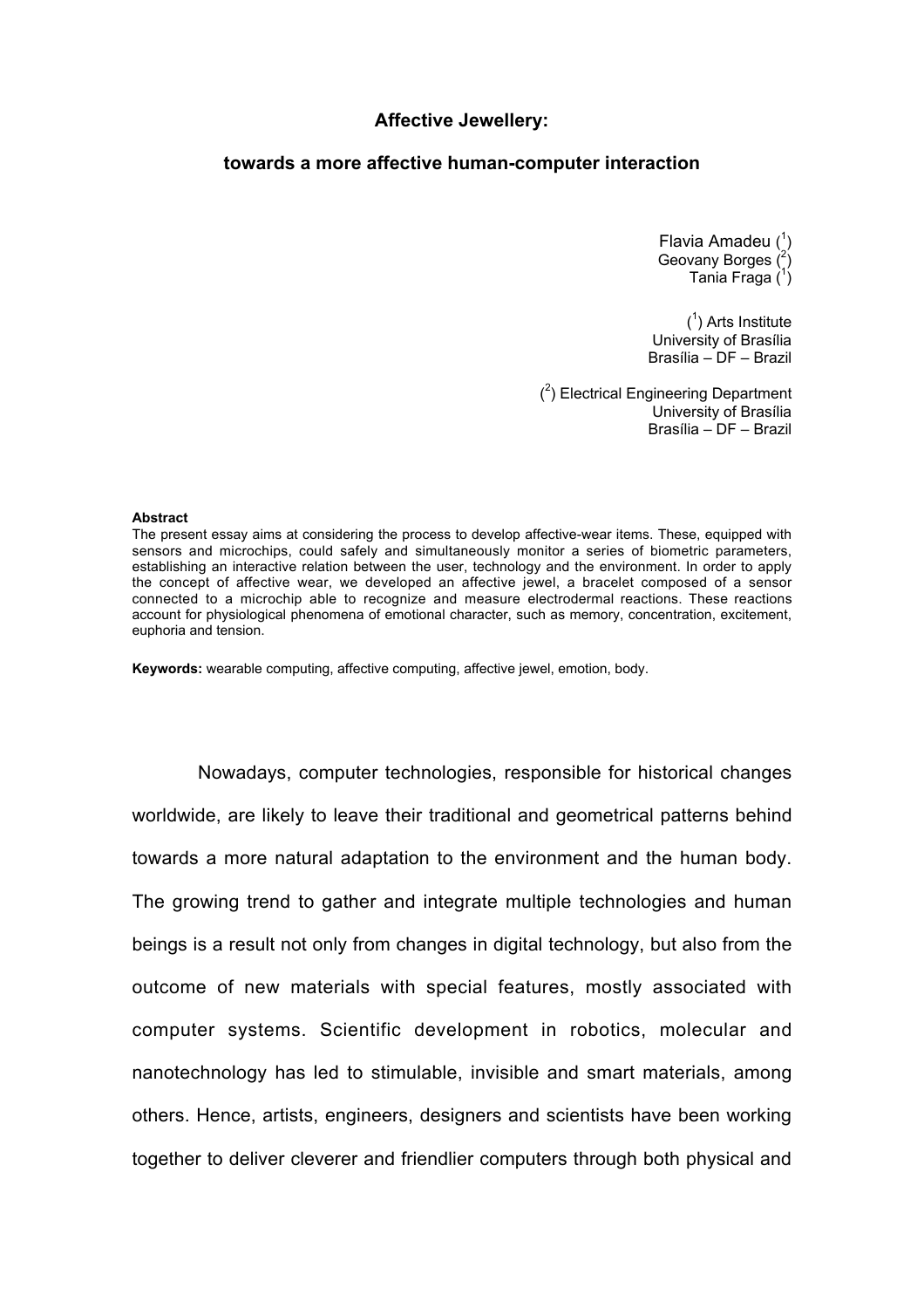# Affective Jewellery:

## towards a more affective human-computer interaction

Flavia Amadeu ([1])
Geovany Borges ([2])
Tania Fraga ([1])

([1]) Arts Institute
University of Brasília
Brasília – DF – Brazil

([2]) Electrical Engineering Department
University of Brasília
Brasília – DF – Brazil

**Abstract**

The present essay aims at considering the process to develop affective-wear items. These, equipped with sensors and microchips, could safely and simultaneously monitor a series of biometric parameters, establishing an interactive relation between the user, technology and the environment. In order to apply the concept of affective wear, we developed an affective jewel, a bracelet composed of a sensor connected to a microchip able to recognize and measure electrodermal reactions. These reactions account for physiological phenomena of emotional character, such as memory, concentration, excitement, euphoria and tension.

**Keywords:** wearable computing, affective computing, affective jewel, emotion, body.

Nowadays, computer technologies, responsible for historical changes worldwide, are likely to leave their traditional and geometrical patterns behind towards a more natural adaptation to the environment and the human body. The growing trend to gather and integrate multiple technologies and human beings is a result not only from changes in digital technology, but also from the outcome of new materials with special features, mostly associated with computer systems. Scientific development in robotics, molecular and nanotechnology has led to stimulable, invisible and smart materials, among others. Hence, artists, engineers, designers and scientists have been working together to deliver cleverer and friendlier computers through both physical and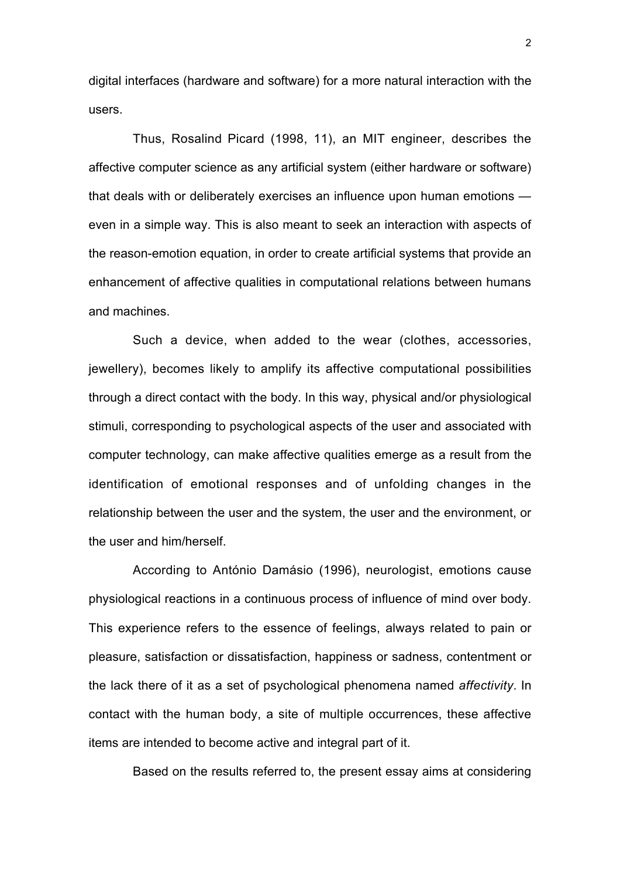digital interfaces (hardware and software) for a more natural interaction with the users.

Thus, Rosalind Picard (1998, 11), an MIT engineer, describes the affective computer science as any artificial system (either hardware or software) that deals with or deliberately exercises an influence upon human emotions — even in a simple way. This is also meant to seek an interaction with aspects of the reason-emotion equation, in order to create artificial systems that provide an enhancement of affective qualities in computational relations between humans and machines.

Such a device, when added to the wear (clothes, accessories, jewellery), becomes likely to amplify its affective computational possibilities through a direct contact with the body. In this way, physical and/or physiological stimuli, corresponding to psychological aspects of the user and associated with computer technology, can make affective qualities emerge as a result from the identification of emotional responses and of unfolding changes in the relationship between the user and the system, the user and the environment, or the user and him/herself.

According to António Damásio (1996), neurologist, emotions cause physiological reactions in a continuous process of influence of mind over body. This experience refers to the essence of feelings, always related to pain or pleasure, satisfaction or dissatisfaction, happiness or sadness, contentment or the lack there of it as a set of psychological phenomena named *affectivity*. In contact with the human body, a site of multiple occurrences, these affective items are intended to become active and integral part of it.

Based on the results referred to, the present essay aims at considering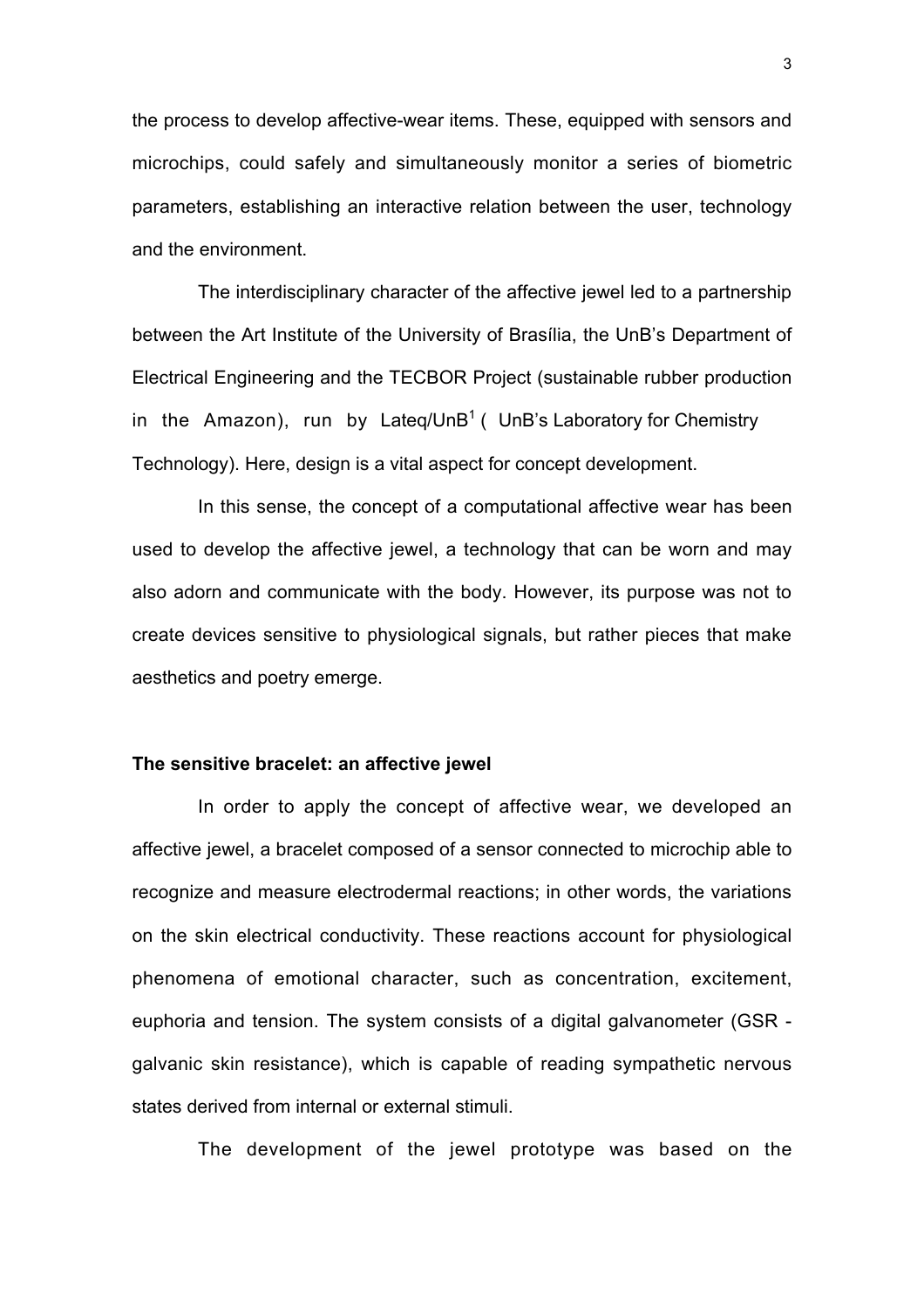the process to develop affective-wear items. These, equipped with sensors and microchips, could safely and simultaneously monitor a series of biometric parameters, establishing an interactive relation between the user, technology and the environment.

The interdisciplinary character of the affective jewel led to a partnership between the Art Institute of the University of Brasília, the UnB's Department of Electrical Engineering and the TECBOR Project (sustainable rubber production in the Amazon), run by Lateq/UnB[1] ( UnB's Laboratory for Chemistry Technology). Here, design is a vital aspect for concept development.

In this sense, the concept of a computational affective wear has been used to develop the affective jewel, a technology that can be worn and may also adorn and communicate with the body. However, its purpose was not to create devices sensitive to physiological signals, but rather pieces that make aesthetics and poetry emerge.

**The sensitive bracelet: an affective jewel**

In order to apply the concept of affective wear, we developed an affective jewel, a bracelet composed of a sensor connected to microchip able to recognize and measure electrodermal reactions; in other words, the variations on the skin electrical conductivity. These reactions account for physiological phenomena of emotional character, such as concentration, excitement, euphoria and tension. The system consists of a digital galvanometer (GSR - galvanic skin resistance), which is capable of reading sympathetic nervous states derived from internal or external stimuli.

The development of the jewel prototype was based on the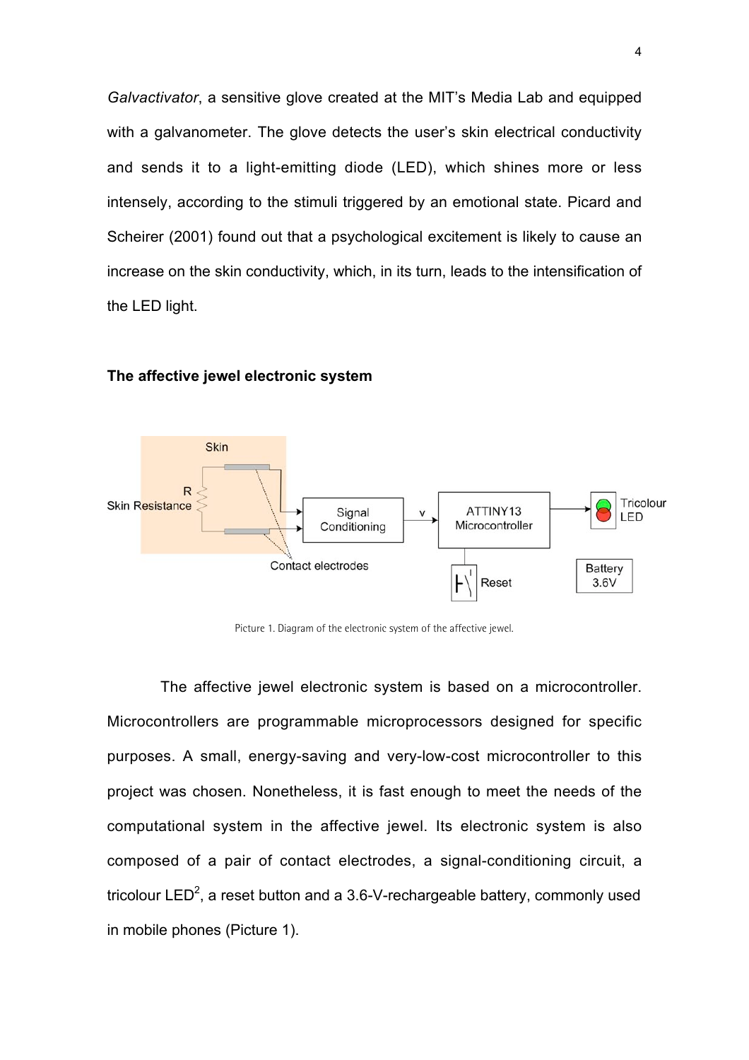*Galvactivator*, a sensitive glove created at the MIT's Media Lab and equipped with a galvanometer. The glove detects the user's skin electrical conductivity and sends it to a light-emitting diode (LED), which shines more or less intensely, according to the stimuli triggered by an emotional state. Picard and Scheirer (2001) found out that a psychological excitement is likely to cause an increase on the skin conductivity, which, in its turn, leads to the intensification of the LED light.

## The affective jewel electronic system

Picture 1. Diagram of the electronic system of the affective jewel.

The affective jewel electronic system is based on a microcontroller. Microcontrollers are programmable microprocessors designed for specific purposes. A small, energy-saving and very-low-cost microcontroller to this project was chosen. Nonetheless, it is fast enough to meet the needs of the computational system in the affective jewel. Its electronic system is also composed of a pair of contact electrodes, a signal-conditioning circuit, a tricolour LED[2], a reset button and a 3.6-V-rechargeable battery, commonly used in mobile phones (Picture 1).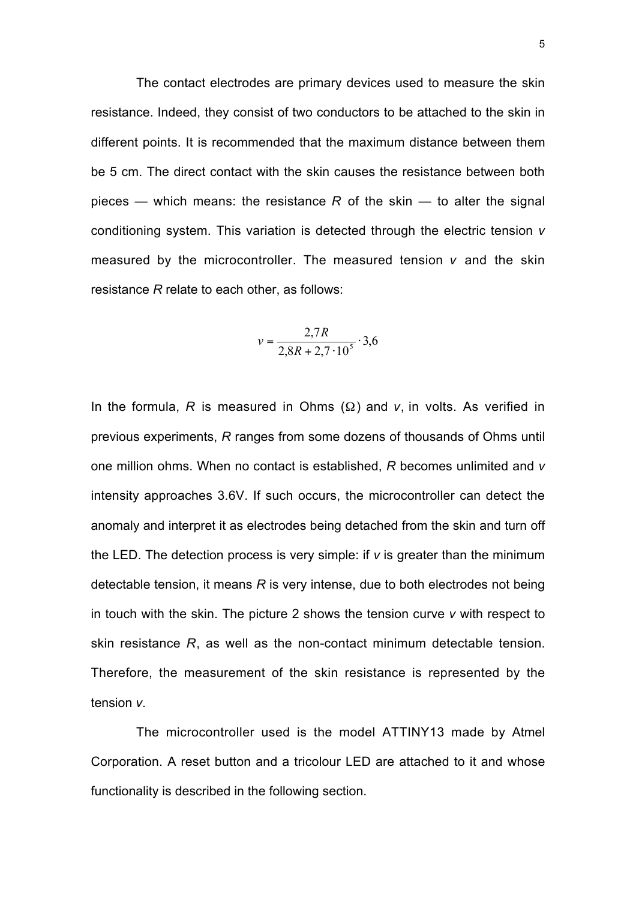The contact electrodes are primary devices used to measure the skin resistance. Indeed, they consist of two conductors to be attached to the skin in different points. It is recommended that the maximum distance between them be 5 cm. The direct contact with the skin causes the resistance between both pieces — which means: the resistance $R$ of the skin — to alter the signal conditioning system. This variation is detected through the electric tension $v$ measured by the microcontroller. The measured tension $v$ and the skin resistance $R$ relate to each other, as follows:

$$v = \frac{2{,}7R}{2{,}8R + 2{,}7 \cdot 10^5} \cdot 3{,}6$$

In the formula, $R$ is measured in Ohms ($\Omega$) and $v$, in volts. As verified in previous experiments, $R$ ranges from some dozens of thousands of Ohms until one million ohms. When no contact is established, $R$ becomes unlimited and $v$ intensity approaches 3.6V. If such occurs, the microcontroller can detect the anomaly and interpret it as electrodes being detached from the skin and turn off the LED. The detection process is very simple: if $v$ is greater than the minimum detectable tension, it means $R$ is very intense, due to both electrodes not being in touch with the skin. The picture 2 shows the tension curve $v$ with respect to skin resistance $R$, as well as the non-contact minimum detectable tension. Therefore, the measurement of the skin resistance is represented by the tension $v$.

The microcontroller used is the model ATTINY13 made by Atmel Corporation. A reset button and a tricolour LED are attached to it and whose functionality is described in the following section.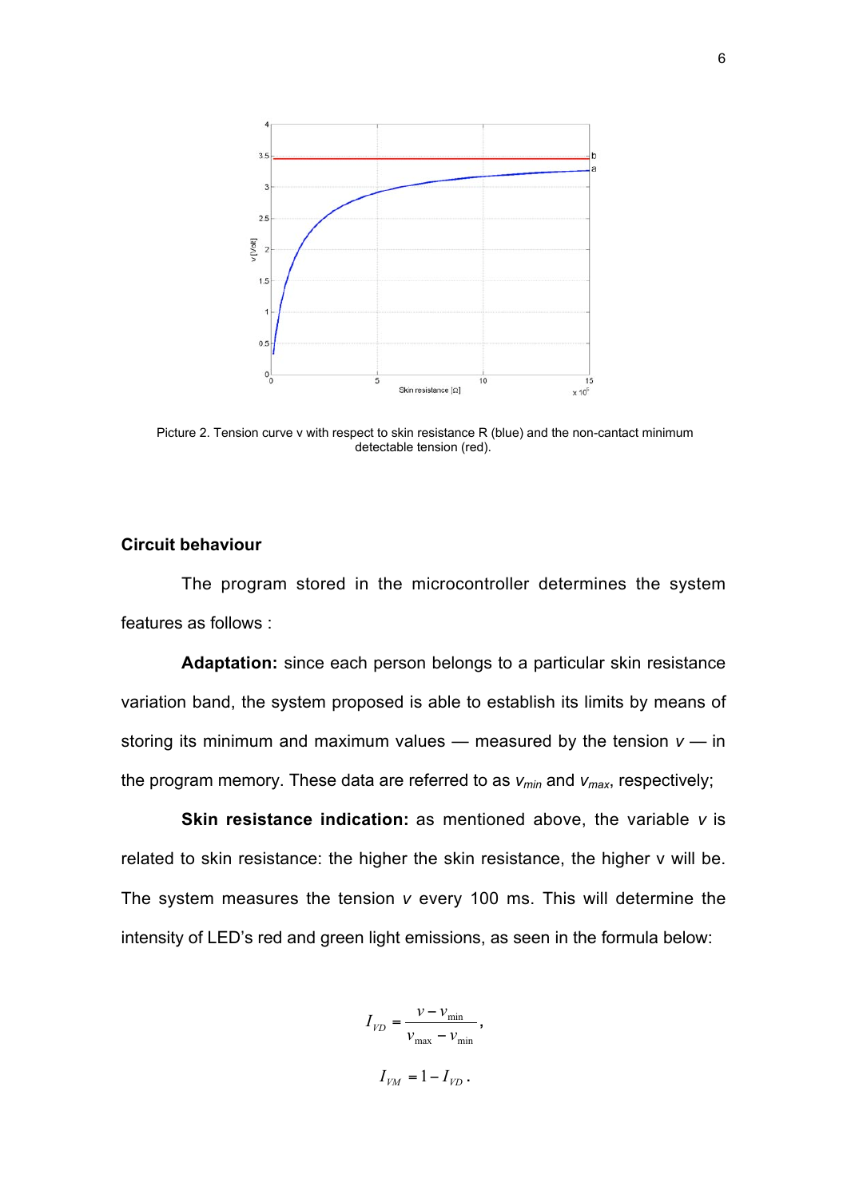Picture 2. Tension curve v with respect to skin resistance R (blue) and the non-cantact minimum detectable tension (red).

**Circuit behaviour**

The program stored in the microcontroller determines the system features as follows :

**Adaptation:** since each person belongs to a particular skin resistance variation band, the system proposed is able to establish its limits by means of storing its minimum and maximum values — measured by the tension $v$ — in the program memory. These data are referred to as $v_{min}$ and $v_{max}$, respectively;

**Skin resistance indication:** as mentioned above, the variable $v$ is related to skin resistance: the higher the skin resistance, the higher v will be. The system measures the tension $v$ every 100 ms. This will determine the intensity of LED's red and green light emissions, as seen in the formula below:

$$I_{VD} = \frac{v - v_{\min}}{v_{\max} - v_{\min}},$$

$$I_{VM} = 1 - I_{VD}.$$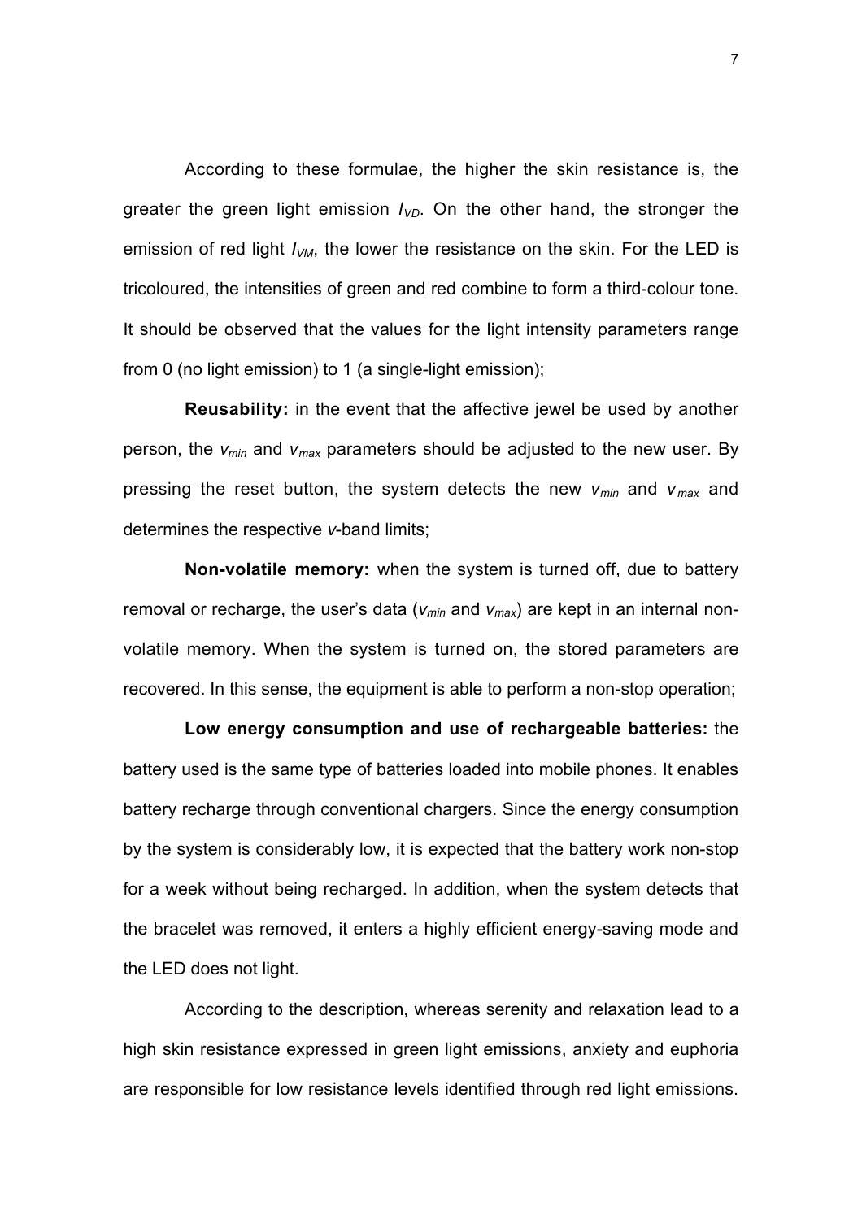According to these formulae, the higher the skin resistance is, the greater the green light emission $I_{VD}$. On the other hand, the stronger the emission of red light $I_{VM}$, the lower the resistance on the skin. For the LED is tricoloured, the intensities of green and red combine to form a third-colour tone. It should be observed that the values for the light intensity parameters range from 0 (no light emission) to 1 (a single-light emission);

**Reusability:** in the event that the affective jewel be used by another person, the $v_{min}$ and $v_{max}$ parameters should be adjusted to the new user. By pressing the reset button, the system detects the new $v_{min}$ and $v_{max}$ and determines the respective $v$-band limits;

**Non-volatile memory:** when the system is turned off, due to battery removal or recharge, the user's data ($v_{min}$ and $v_{max}$) are kept in an internal non-volatile memory. When the system is turned on, the stored parameters are recovered. In this sense, the equipment is able to perform a non-stop operation;

**Low energy consumption and use of rechargeable batteries:** the battery used is the same type of batteries loaded into mobile phones. It enables battery recharge through conventional chargers. Since the energy consumption by the system is considerably low, it is expected that the battery work non-stop for a week without being recharged. In addition, when the system detects that the bracelet was removed, it enters a highly efficient energy-saving mode and the LED does not light.

According to the description, whereas serenity and relaxation lead to a high skin resistance expressed in green light emissions, anxiety and euphoria are responsible for low resistance levels identified through red light emissions.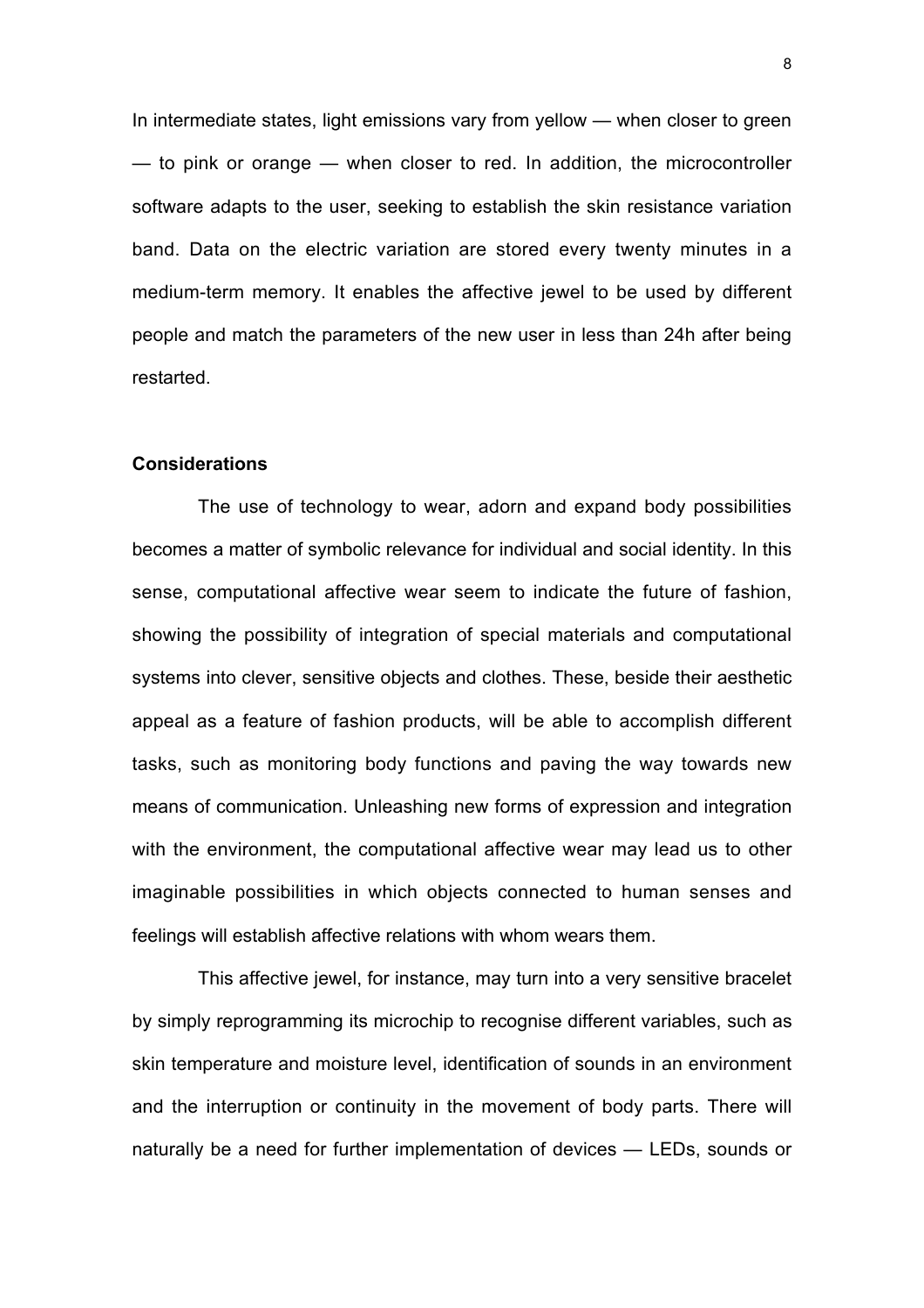In intermediate states, light emissions vary from yellow — when closer to green — to pink or orange — when closer to red. In addition, the microcontroller software adapts to the user, seeking to establish the skin resistance variation band. Data on the electric variation are stored every twenty minutes in a medium-term memory. It enables the affective jewel to be used by different people and match the parameters of the new user in less than 24h after being restarted.

**Considerations**

The use of technology to wear, adorn and expand body possibilities becomes a matter of symbolic relevance for individual and social identity. In this sense, computational affective wear seem to indicate the future of fashion, showing the possibility of integration of special materials and computational systems into clever, sensitive objects and clothes. These, beside their aesthetic appeal as a feature of fashion products, will be able to accomplish different tasks, such as monitoring body functions and paving the way towards new means of communication. Unleashing new forms of expression and integration with the environment, the computational affective wear may lead us to other imaginable possibilities in which objects connected to human senses and feelings will establish affective relations with whom wears them.

This affective jewel, for instance, may turn into a very sensitive bracelet by simply reprogramming its microchip to recognise different variables, such as skin temperature and moisture level, identification of sounds in an environment and the interruption or continuity in the movement of body parts. There will naturally be a need for further implementation of devices — LEDs, sounds or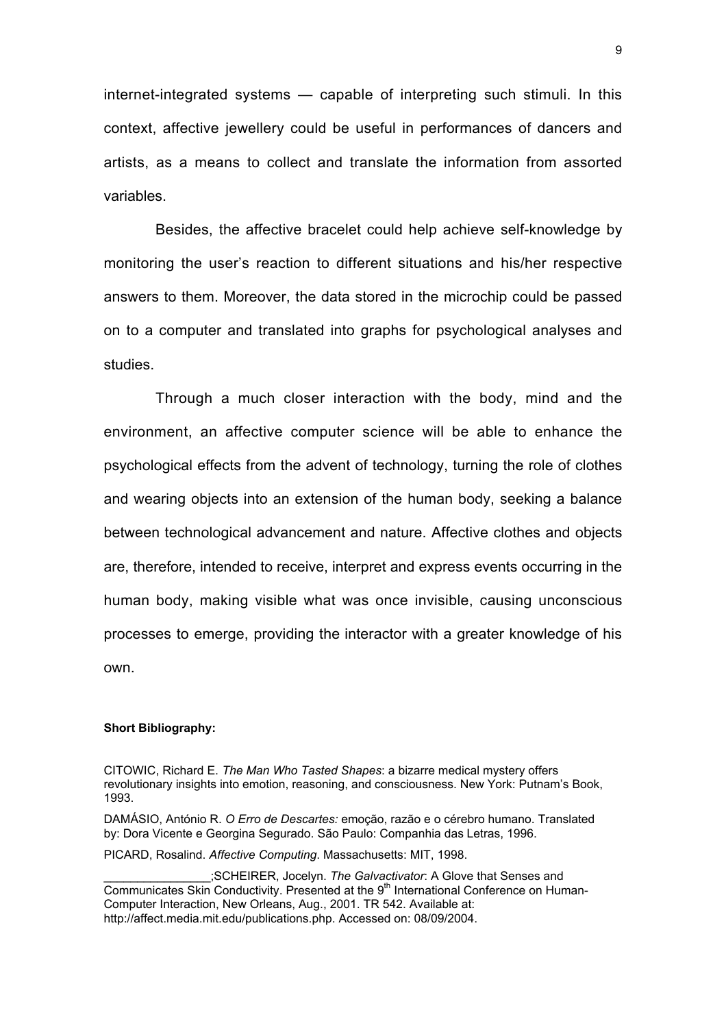internet-integrated systems — capable of interpreting such stimuli. In this context, affective jewellery could be useful in performances of dancers and artists, as a means to collect and translate the information from assorted variables.

Besides, the affective bracelet could help achieve self-knowledge by monitoring the user's reaction to different situations and his/her respective answers to them. Moreover, the data stored in the microchip could be passed on to a computer and translated into graphs for psychological analyses and studies.

Through a much closer interaction with the body, mind and the environment, an affective computer science will be able to enhance the psychological effects from the advent of technology, turning the role of clothes and wearing objects into an extension of the human body, seeking a balance between technological advancement and nature. Affective clothes and objects are, therefore, intended to receive, interpret and express events occurring in the human body, making visible what was once invisible, causing unconscious processes to emerge, providing the interactor with a greater knowledge of his own.

**Short Bibliography:**

CITOWIC, Richard E. *The Man Who Tasted Shapes*: a bizarre medical mystery offers revolutionary insights into emotion, reasoning, and consciousness. New York: Putnam's Book, 1993.

DAMÁSIO, António R. *O Erro de Descartes:* emoção, razão e o cérebro humano. Translated by: Dora Vicente e Georgina Segurado. São Paulo: Companhia das Letras, 1996.

PICARD, Rosalind. *Affective Computing*. Massachusetts: MIT, 1998.

________________;SCHEIRER, Jocelyn. *The Galvactivator*: A Glove that Senses and Communicates Skin Conductivity. Presented at the 9th International Conference on Human-Computer Interaction, New Orleans, Aug., 2001. TR 542. Available at: http://affect.media.mit.edu/publications.php. Accessed on: 08/09/2004.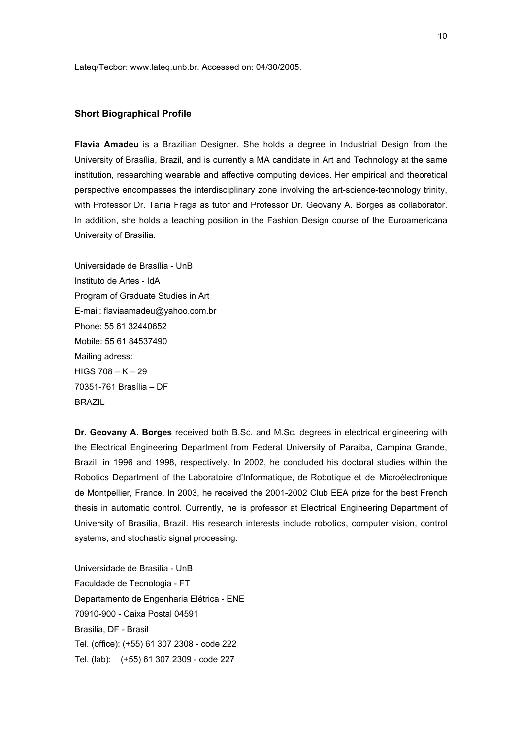Lateq/Tecbor: www.lateq.unb.br. Accessed on: 04/30/2005.

## Short Biographical Profile

**Flavia Amadeu** is a Brazilian Designer. She holds a degree in Industrial Design from the University of Brasília, Brazil, and is currently a MA candidate in Art and Technology at the same institution, researching wearable and affective computing devices. Her empirical and theoretical perspective encompasses the interdisciplinary zone involving the art-science-technology trinity, with Professor Dr. Tania Fraga as tutor and Professor Dr. Geovany A. Borges as collaborator. In addition, she holds a teaching position in the Fashion Design course of the Euroamericana University of Brasília.

Universidade de Brasília - UnB
Instituto de Artes - IdA
Program of Graduate Studies in Art
E-mail: flaviaamadeu@yahoo.com.br
Phone: 55 61 32440652
Mobile: 55 61 84537490
Mailing adress:
HIGS 708 – K – 29
70351-761 Brasília – DF
BRAZIL

**Dr. Geovany A. Borges** received both B.Sc. and M.Sc. degrees in electrical engineering with the Electrical Engineering Department from Federal University of Paraiba, Campina Grande, Brazil, in 1996 and 1998, respectively. In 2002, he concluded his doctoral studies within the Robotics Department of the Laboratoire d'Informatique, de Robotique et de Microélectronique de Montpellier, France. In 2003, he received the 2001-2002 Club EEA prize for the best French thesis in automatic control. Currently, he is professor at Electrical Engineering Department of University of Brasília, Brazil. His research interests include robotics, computer vision, control systems, and stochastic signal processing.

Universidade de Brasília - UnB
Faculdade de Tecnologia - FT
Departamento de Engenharia Elétrica - ENE
70910-900 - Caixa Postal 04591
Brasilia, DF - Brasil
Tel. (office): (+55) 61 307 2308 - code 222
Tel. (lab): (+55) 61 307 2309 - code 227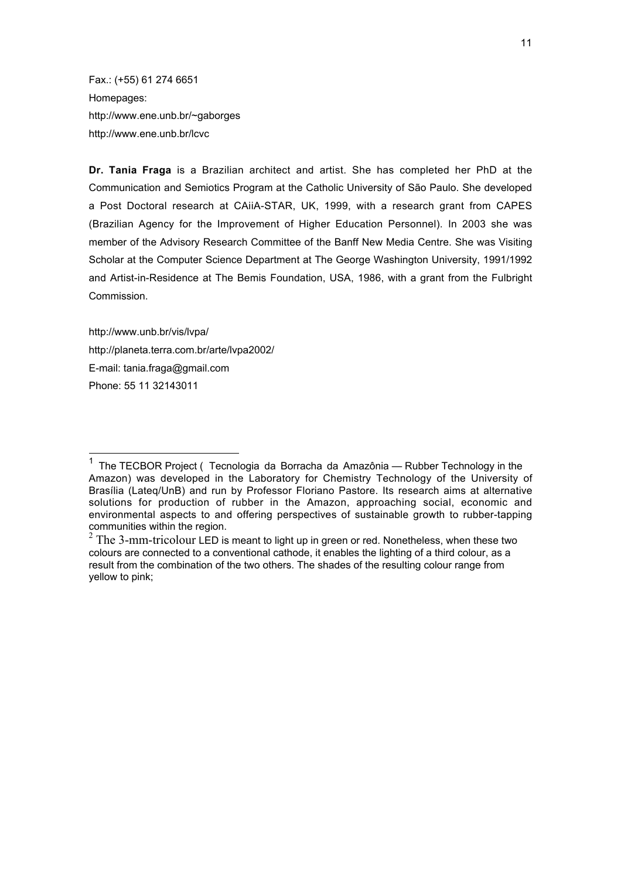Fax.: (+55) 61 274 6651
Homepages:
http://www.ene.unb.br/~gaborges
http://www.ene.unb.br/lcvc

**Dr. Tania Fraga** is a Brazilian architect and artist. She has completed her PhD at the Communication and Semiotics Program at the Catholic University of São Paulo. She developed a Post Doctoral research at CAiiA-STAR, UK, 1999, with a research grant from CAPES (Brazilian Agency for the Improvement of Higher Education Personnel). In 2003 she was member of the Advisory Research Committee of the Banff New Media Centre. She was Visiting Scholar at the Computer Science Department at The George Washington University, 1991/1992 and Artist-in-Residence at The Bemis Foundation, USA, 1986, with a grant from the Fulbright Commission.

http://www.unb.br/vis/lvpa/
http://planeta.terra.com.br/arte/lvpa2002/
E-mail: tania.fraga@gmail.com
Phone: 55 11 32143011

---

[1] The TECBOR Project ( Tecnologia da Borracha da Amazônia — Rubber Technology in the Amazon) was developed in the Laboratory for Chemistry Technology of the University of Brasília (Lateq/UnB) and run by Professor Floriano Pastore. Its research aims at alternative solutions for production of rubber in the Amazon, approaching social, economic and environmental aspects to and offering perspectives of sustainable growth to rubber-tapping communities within the region.

[2] The 3-mm-tricolour LED is meant to light up in green or red. Nonetheless, when these two colours are connected to a conventional cathode, it enables the lighting of a third colour, as a result from the combination of the two others. The shades of the resulting colour range from yellow to pink;